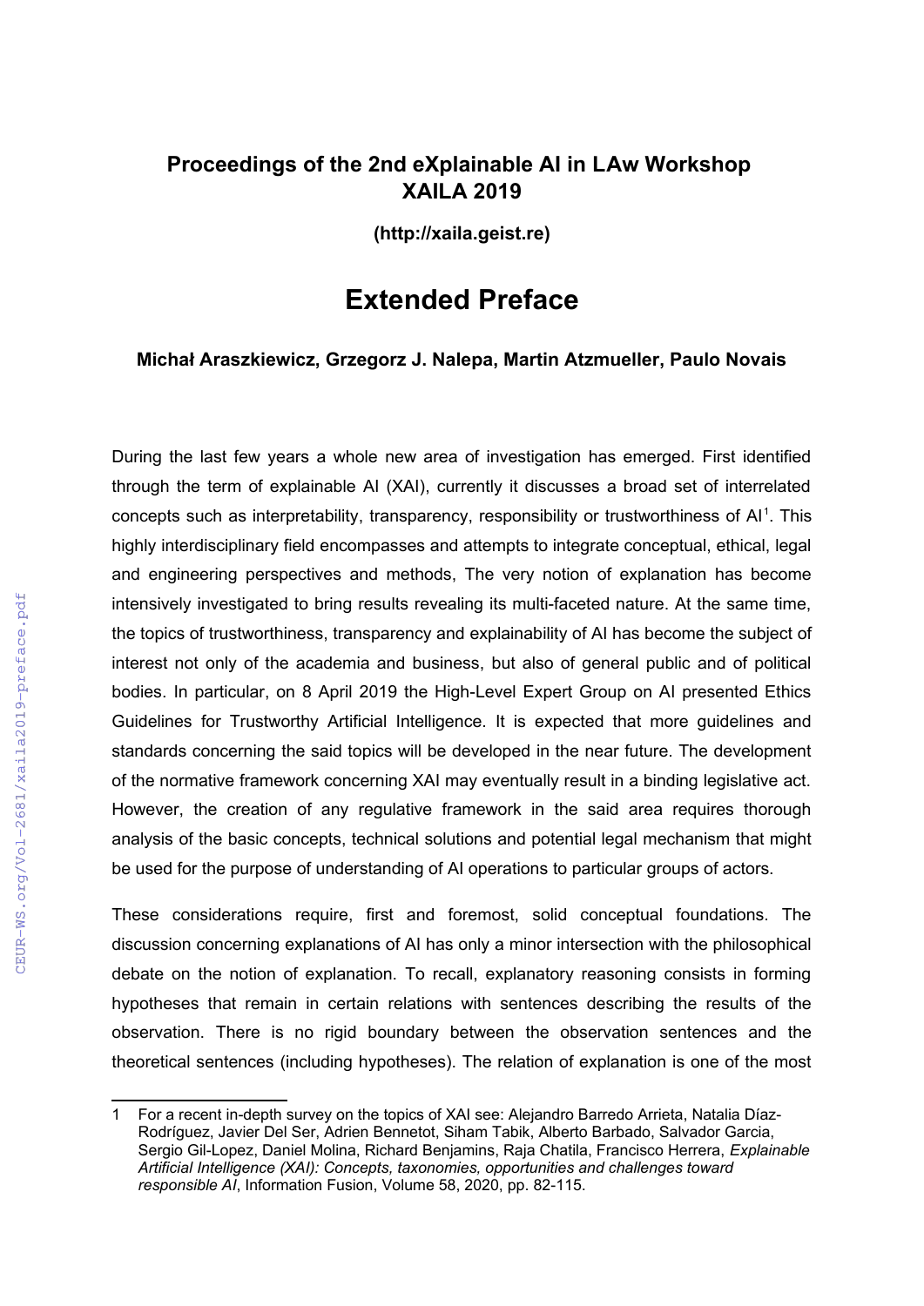# Proceedings of the 2nd eXplainable AI in LAw Workshop XAILA 2019

**(http://xaila.geist.re)**

## Extended Preface

**Michał Araszkiewicz, Grzegorz J. Nalepa, Martin Atzmueller, Paulo Novais**

During the last few years a whole new area of investigation has emerged. First identified through the term of explainable AI (XAI), currently it discusses a broad set of interrelated concepts such as interpretability, transparency, responsibility or trustworthiness of AI[1]. This highly interdisciplinary field encompasses and attempts to integrate conceptual, ethical, legal and engineering perspectives and methods, The very notion of explanation has become intensively investigated to bring results revealing its multi-faceted nature. At the same time, the topics of trustworthiness, transparency and explainability of AI has become the subject of interest not only of the academia and business, but also of general public and of political bodies. In particular, on 8 April 2019 the High-Level Expert Group on AI presented Ethics Guidelines for Trustworthy Artificial Intelligence. It is expected that more guidelines and standards concerning the said topics will be developed in the near future. The development of the normative framework concerning XAI may eventually result in a binding legislative act. However, the creation of any regulative framework in the said area requires thorough analysis of the basic concepts, technical solutions and potential legal mechanism that might be used for the purpose of understanding of AI operations to particular groups of actors.

These considerations require, first and foremost, solid conceptual foundations. The discussion concerning explanations of AI has only a minor intersection with the philosophical debate on the notion of explanation. To recall, explanatory reasoning consists in forming hypotheses that remain in certain relations with sentences describing the results of the observation. There is no rigid boundary between the observation sentences and the theoretical sentences (including hypotheses). The relation of explanation is one of the most

---

1 For a recent in-depth survey on the topics of XAI see: Alejandro Barredo Arrieta, Natalia Díaz-Rodríguez, Javier Del Ser, Adrien Bennetot, Siham Tabik, Alberto Barbado, Salvador Garcia, Sergio Gil-Lopez, Daniel Molina, Richard Benjamins, Raja Chatila, Francisco Herrera, *Explainable Artificial Intelligence (XAI): Concepts, taxonomies, opportunities and challenges toward responsible AI*, Information Fusion, Volume 58, 2020, pp. 82-115.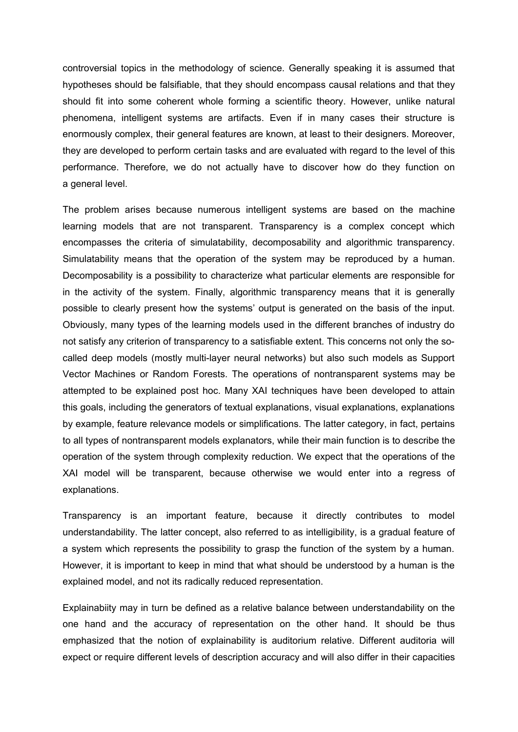controversial topics in the methodology of science. Generally speaking it is assumed that hypotheses should be falsifiable, that they should encompass causal relations and that they should fit into some coherent whole forming a scientific theory. However, unlike natural phenomena, intelligent systems are artifacts. Even if in many cases their structure is enormously complex, their general features are known, at least to their designers. Moreover, they are developed to perform certain tasks and are evaluated with regard to the level of this performance. Therefore, we do not actually have to discover how do they function on a general level.

The problem arises because numerous intelligent systems are based on the machine learning models that are not transparent. Transparency is a complex concept which encompasses the criteria of simulatability, decomposability and algorithmic transparency. Simulatability means that the operation of the system may be reproduced by a human. Decomposability is a possibility to characterize what particular elements are responsible for in the activity of the system. Finally, algorithmic transparency means that it is generally possible to clearly present how the systems' output is generated on the basis of the input. Obviously, many types of the learning models used in the different branches of industry do not satisfy any criterion of transparency to a satisfiable extent. This concerns not only the so-called deep models (mostly multi-layer neural networks) but also such models as Support Vector Machines or Random Forests. The operations of nontransparent systems may be attempted to be explained post hoc. Many XAI techniques have been developed to attain this goals, including the generators of textual explanations, visual explanations, explanations by example, feature relevance models or simplifications. The latter category, in fact, pertains to all types of nontransparent models explanators, while their main function is to describe the operation of the system through complexity reduction. We expect that the operations of the XAI model will be transparent, because otherwise we would enter into a regress of explanations.

Transparency is an important feature, because it directly contributes to model understandability. The latter concept, also referred to as intelligibility, is a gradual feature of a system which represents the possibility to grasp the function of the system by a human. However, it is important to keep in mind that what should be understood by a human is the explained model, and not its radically reduced representation.

Explainabiity may in turn be defined as a relative balance between understandability on the one hand and the accuracy of representation on the other hand. It should be thus emphasized that the notion of explainability is auditorium relative. Different auditoria will expect or require different levels of description accuracy and will also differ in their capacities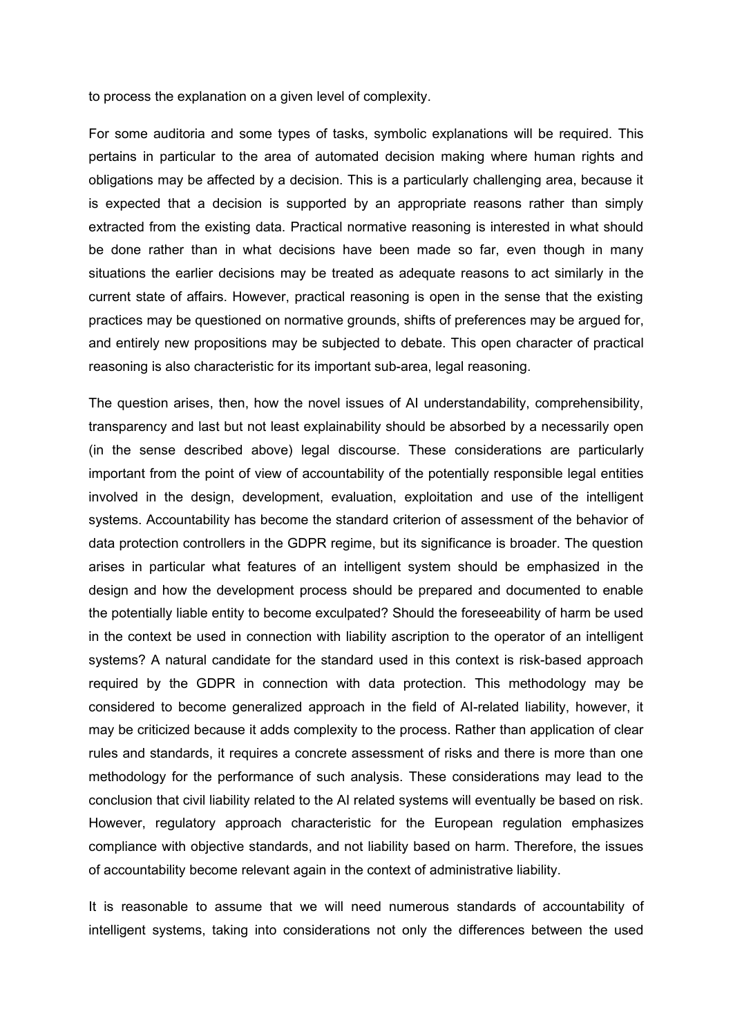to process the explanation on a given level of complexity.

For some auditoria and some types of tasks, symbolic explanations will be required. This pertains in particular to the area of automated decision making where human rights and obligations may be affected by a decision. This is a particularly challenging area, because it is expected that a decision is supported by an appropriate reasons rather than simply extracted from the existing data. Practical normative reasoning is interested in what should be done rather than in what decisions have been made so far, even though in many situations the earlier decisions may be treated as adequate reasons to act similarly in the current state of affairs. However, practical reasoning is open in the sense that the existing practices may be questioned on normative grounds, shifts of preferences may be argued for, and entirely new propositions may be subjected to debate. This open character of practical reasoning is also characteristic for its important sub-area, legal reasoning.

The question arises, then, how the novel issues of AI understandability, comprehensibility, transparency and last but not least explainability should be absorbed by a necessarily open (in the sense described above) legal discourse. These considerations are particularly important from the point of view of accountability of the potentially responsible legal entities involved in the design, development, evaluation, exploitation and use of the intelligent systems. Accountability has become the standard criterion of assessment of the behavior of data protection controllers in the GDPR regime, but its significance is broader. The question arises in particular what features of an intelligent system should be emphasized in the design and how the development process should be prepared and documented to enable the potentially liable entity to become exculpated? Should the foreseeability of harm be used in the context be used in connection with liability ascription to the operator of an intelligent systems? A natural candidate for the standard used in this context is risk-based approach required by the GDPR in connection with data protection. This methodology may be considered to become generalized approach in the field of AI-related liability, however, it may be criticized because it adds complexity to the process. Rather than application of clear rules and standards, it requires a concrete assessment of risks and there is more than one methodology for the performance of such analysis. These considerations may lead to the conclusion that civil liability related to the AI related systems will eventually be based on risk. However, regulatory approach characteristic for the European regulation emphasizes compliance with objective standards, and not liability based on harm. Therefore, the issues of accountability become relevant again in the context of administrative liability.

It is reasonable to assume that we will need numerous standards of accountability of intelligent systems, taking into considerations not only the differences between the used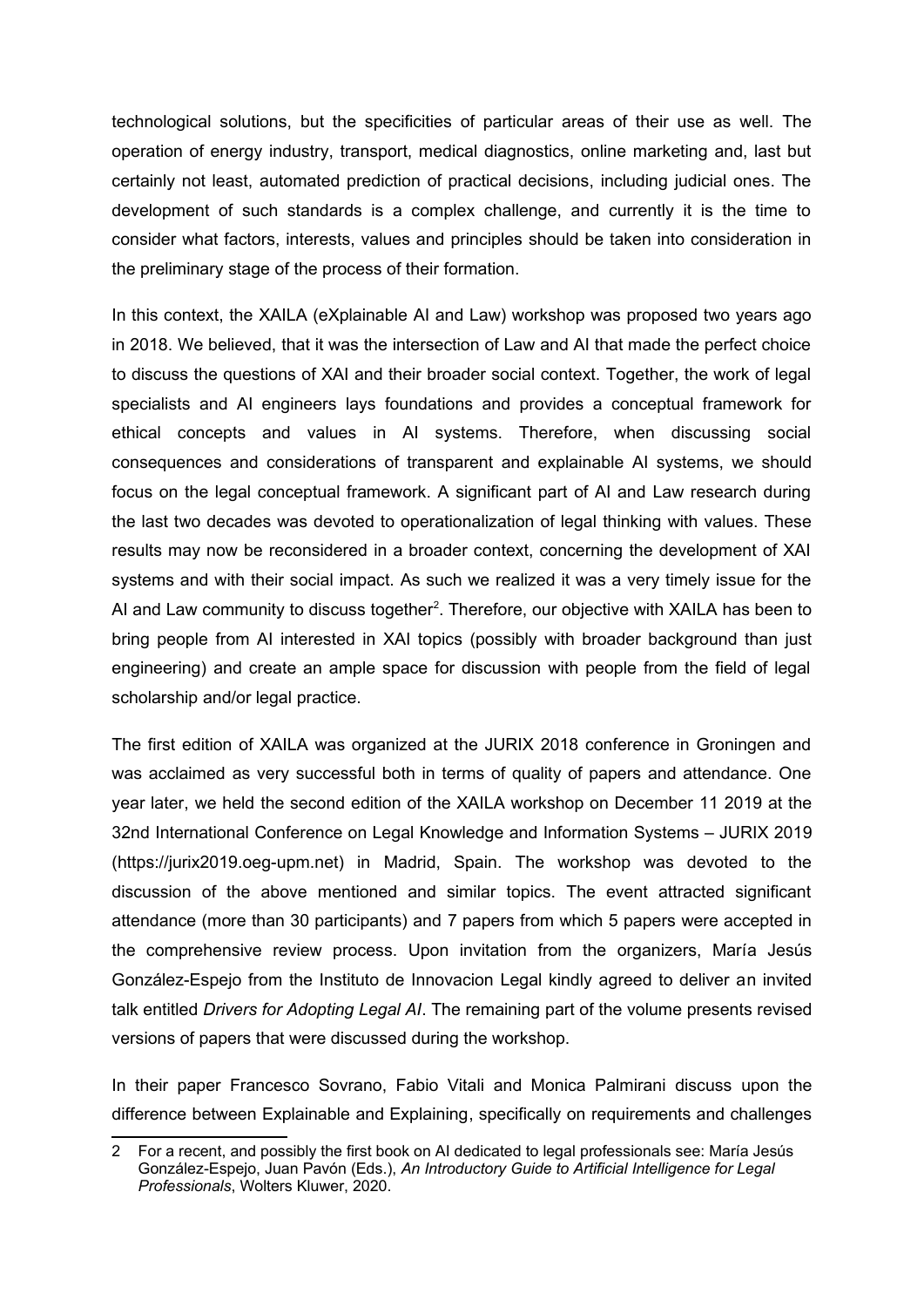technological solutions, but the specificities of particular areas of their use as well. The operation of energy industry, transport, medical diagnostics, online marketing and, last but certainly not least, automated prediction of practical decisions, including judicial ones. The development of such standards is a complex challenge, and currently it is the time to consider what factors, interests, values and principles should be taken into consideration in the preliminary stage of the process of their formation.

In this context, the XAILA (eXplainable AI and Law) workshop was proposed two years ago in 2018. We believed, that it was the intersection of Law and AI that made the perfect choice to discuss the questions of XAI and their broader social context. Together, the work of legal specialists and AI engineers lays foundations and provides a conceptual framework for ethical concepts and values in AI systems. Therefore, when discussing social consequences and considerations of transparent and explainable AI systems, we should focus on the legal conceptual framework. A significant part of AI and Law research during the last two decades was devoted to operationalization of legal thinking with values. These results may now be reconsidered in a broader context, concerning the development of XAI systems and with their social impact. As such we realized it was a very timely issue for the AI and Law community to discuss together[2]. Therefore, our objective with XAILA has been to bring people from AI interested in XAI topics (possibly with broader background than just engineering) and create an ample space for discussion with people from the field of legal scholarship and/or legal practice.

The first edition of XAILA was organized at the JURIX 2018 conference in Groningen and was acclaimed as very successful both in terms of quality of papers and attendance. One year later, we held the second edition of the XAILA workshop on December 11 2019 at the 32nd International Conference on Legal Knowledge and Information Systems – JURIX 2019 (https://jurix2019.oeg-upm.net) in Madrid, Spain. The workshop was devoted to the discussion of the above mentioned and similar topics. The event attracted significant attendance (more than 30 participants) and 7 papers from which 5 papers were accepted in the comprehensive review process. Upon invitation from the organizers, María Jesús González-Espejo from the Instituto de Innovacion Legal kindly agreed to deliver an invited talk entitled *Drivers for Adopting Legal AI*. The remaining part of the volume presents revised versions of papers that were discussed during the workshop.

In their paper Francesco Sovrano, Fabio Vitali and Monica Palmirani discuss upon the difference between Explainable and Explaining, specifically on requirements and challenges

---

2 For a recent, and possibly the first book on AI dedicated to legal professionals see: María Jesús González-Espejo, Juan Pavón (Eds.), *An Introductory Guide to Artificial Intelligence for Legal Professionals*, Wolters Kluwer, 2020.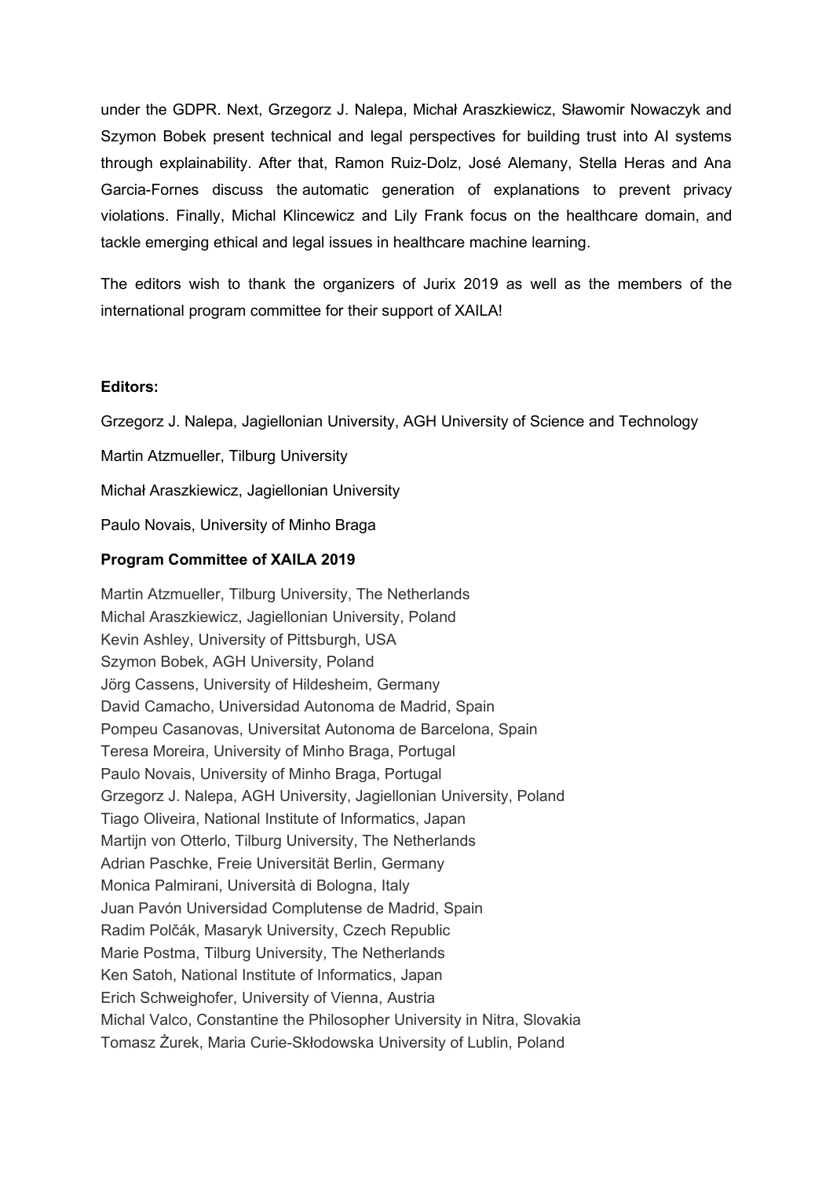under the GDPR. Next, Grzegorz J. Nalepa, Michał Araszkiewicz, Sławomir Nowaczyk and Szymon Bobek present technical and legal perspectives for building trust into AI systems through explainability. After that, Ramon Ruiz-Dolz, José Alemany, Stella Heras and Ana Garcia-Fornes discuss the automatic generation of explanations to prevent privacy violations. Finally, Michal Klincewicz and Lily Frank focus on the healthcare domain, and tackle emerging ethical and legal issues in healthcare machine learning.

The editors wish to thank the organizers of Jurix 2019 as well as the members of the international program committee for their support of XAILA!

**Editors:**

Grzegorz J. Nalepa, Jagiellonian University, AGH University of Science and Technology

Martin Atzmueller, Tilburg University

Michał Araszkiewicz, Jagiellonian University

Paulo Novais, University of Minho Braga

**Program Committee of XAILA 2019**

Martin Atzmueller, Tilburg University, The Netherlands
Michal Araszkiewicz, Jagiellonian University, Poland
Kevin Ashley, University of Pittsburgh, USA
Szymon Bobek, AGH University, Poland
Jörg Cassens, University of Hildesheim, Germany
David Camacho, Universidad Autonoma de Madrid, Spain
Pompeu Casanovas, Universitat Autonoma de Barcelona, Spain
Teresa Moreira, University of Minho Braga, Portugal
Paulo Novais, University of Minho Braga, Portugal
Grzegorz J. Nalepa, AGH University, Jagiellonian University, Poland
Tiago Oliveira, National Institute of Informatics, Japan
Martijn von Otterlo, Tilburg University, The Netherlands
Adrian Paschke, Freie Universität Berlin, Germany
Monica Palmirani, Università di Bologna, Italy
Juan Pavón Universidad Complutense de Madrid, Spain
Radim Polčák, Masaryk University, Czech Republic
Marie Postma, Tilburg University, The Netherlands
Ken Satoh, National Institute of Informatics, Japan
Erich Schweighofer, University of Vienna, Austria
Michal Valco, Constantine the Philosopher University in Nitra, Slovakia
Tomasz Żurek, Maria Curie-Skłodowska University of Lublin, Poland